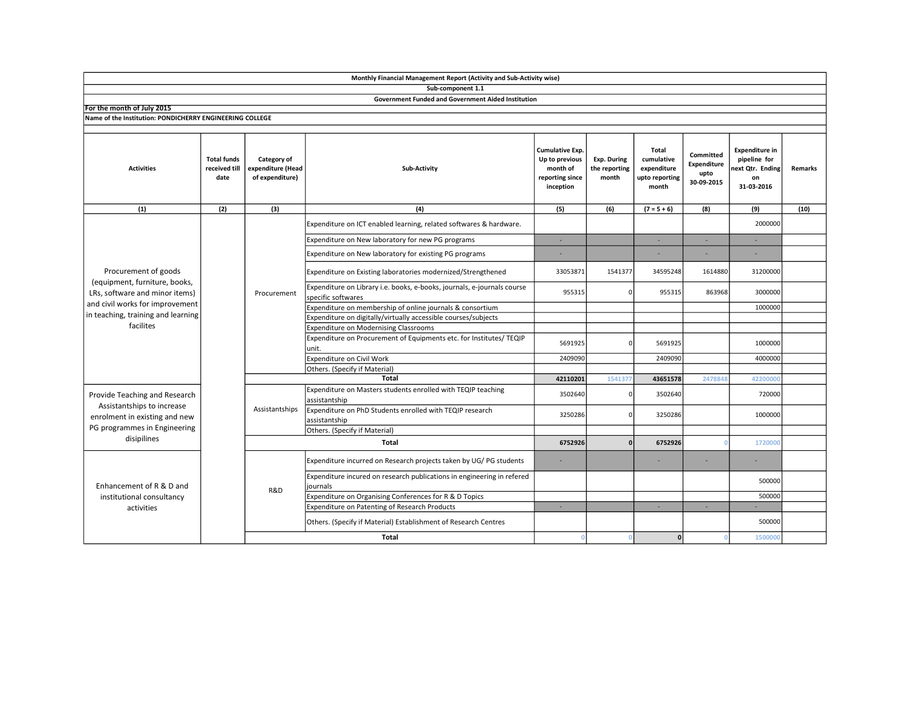**Monthly Financial Management Report (Activity and Sub-Activity wise)**

**Sub-component 1.1**

**Government Funded and Government Aided Institution**

**For the month of July 2015**

**Name of the Institution: PONDICHERRY ENGINEERING COLLEGE**

| Activities | Total funds received till date | Category of expenditure (Head of expenditure) | Sub-Activity | Cumulative Exp. Up to previous month of reporting since inception | Exp. During the reporting month | Total cumulative expenditure upto reporting month | Committed Expenditure upto 30-09-2015 | Expenditure in pipeline for next Qtr. Ending on 31-03-2016 | Remarks |
|---|---|---|---|---|---|---|---|---|---|
| (1) | (2) | (3) | (4) | (5) | (6) | (7 = 5 + 6) | (8) | (9) | (10) |
| Procurement of goods (equipment, furniture, books, LRs, software and minor items) and civil works for improvement in teaching, training and learning facilites | | Procurement | Expenditure on ICT enabled learning, related softwares & hardware. | | | | | 2000000 | |
| | | | Expenditure on New laboratory for new PG programs | - | | - | - | - | |
| | | | Expenditure on New laboratory for existing PG programs | - | | - | - | - | |
| | | | Expenditure on Existing laboratories modernized/Strengthened | 33053871 | 1541377 | 34595248 | 1614880 | 31200000 | |
| | | | Expenditure on Library i.e. books, e-books, journals, e-journals course specific softwares | 955315 | 0 | 955315 | 863968 | 3000000 | |
| | | | Expenditure on membership of online journals & consortium | | | | | 1000000 | |
| | | | Expenditure on digitally/virtually accessible courses/subjects | | | | | | |
| | | | Expenditure on Modernising Classrooms | | | | | | |
| | | | Expenditure on Procurement of Equipments etc. for Institutes/ TEQIP unit. | 5691925 | 0 | 5691925 | | 1000000 | |
| | | | Expenditure on Civil Work | 2409090 | | 2409090 | | 4000000 | |
| | | | Others. (Specify if Material) | | | | | | |
| | | | **Total** | **42110201** | 1541377 | **43651578** | 2478848 | 42200000 | |
| Provide Teaching and Research Assistantships to increase enrolment in existing and new PG programmes in Engineering disipilines | | Assistantships | Expenditure on Masters students enrolled with TEQIP teaching assistantship | 3502640 | 0 | 3502640 | | 720000 | |
| | | | Expenditure on PhD Students enrolled with TEQIP research assistantship | 3250286 | 0 | 3250286 | | 1000000 | |
| | | | Others. (Specify if Material) | | | | | | |
| | | | **Total** | **6752926** | **0** | **6752926** | 0 | 1720000 | |
| Enhancement of R & D and institutional consultancy activities | | R&D | Expenditure incurred on Research projects taken by UG/ PG students | - | | - | - | - | |
| | | | Expenditure incured on research publications in engineering in refered journals | | | | | 500000 | |
| | | | Expenditure on Organising Conferences for R & D Topics | | | | | 500000 | |
| | | | Expenditure on Patenting of Research Products | - | | - | - | - | |
| | | | Others. (Specify if Material) Establishment of Research Centres | | | | | 500000 | |
| | | | **Total** | 0 | 0 | **0** | 0 | 1500000 | |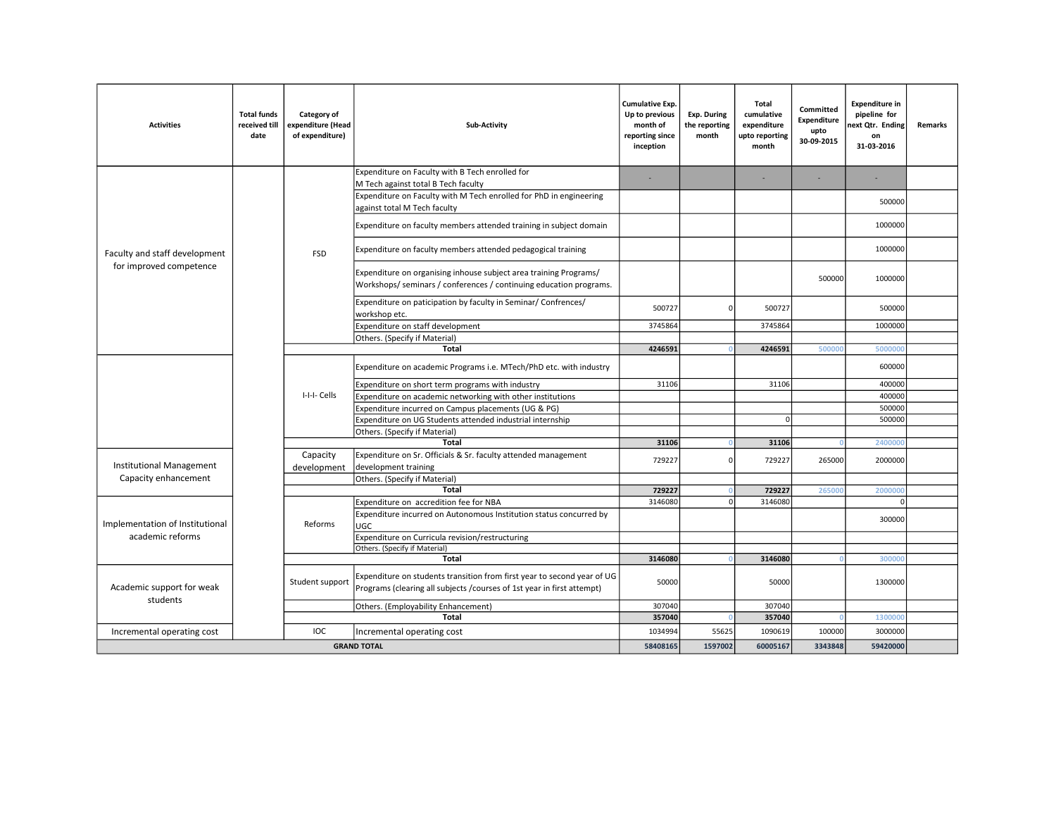| Activities | Total funds received till date | Category of expenditure (Head of expenditure) | Sub-Activity | Cumulative Exp. Up to previous month of reporting since inception | Exp. During the reporting month | Total cumulative expenditure upto reporting month | Committed Expenditure upto 30-09-2015 | Expenditure in pipeline for next Qtr. Ending on 31-03-2016 | Remarks |
|---|---|---|---|---|---|---|---|---|---|
| Faculty and staff development for improved competence | | FSD | Expenditure on Faculty with B Tech enrolled for M Tech against total B Tech faculty | - | | - | - | - | |
| | | | Expenditure on Faculty with M Tech enrolled for PhD in engineering against total M Tech faculty | | | | | 500000 | |
| | | | Expenditure on faculty members attended training in subject domain | | | | | 1000000 | |
| | | | Expenditure on faculty members attended pedagogical training | | | | | 1000000 | |
| | | | Expenditure on organising inhouse subject area training Programs/ Workshops/ seminars / conferences / continuing education programs. | | | | 500000 | 1000000 | |
| | | | Expenditure on paticipation by faculty in Seminar/ Confrences/ workshop etc. | 500727 | 0 | 500727 | | 500000 | |
| | | | Expenditure on staff development | 3745864 | | 3745864 | | 1000000 | |
| | | | Others. (Specify if Material) | | | | | | |
| | | | **Total** | **4246591** | 0 | **4246591** | 500000 | 5000000 | |
| | | I-I-I- Cells | Expenditure on academic Programs i.e. MTech/PhD etc. with industry | | | | | 600000 | |
| | | | Expenditure on short term programs with industry | 31106 | | 31106 | | 400000 | |
| | | | Expenditure on academic networking with other institutions | | | | | 400000 | |
| | | | Expenditure incurred on Campus placements (UG & PG) | | | | | 500000 | |
| | | | Expenditure on UG Students attended industrial internship | | | 0 | | 500000 | |
| | | | Others. (Specify if Material) | | | | | | |
| | | | **Total** | **31106** | 0 | **31106** | 0 | 2400000 | |
| Institutional Management Capacity enhancement | | Capacity development | Expenditure on Sr. Officials & Sr. faculty attended management development training | 729227 | 0 | 729227 | 265000 | 2000000 | |
| | | | Others. (Specify if Material) | | | | | | |
| | | | **Total** | **729227** | 0 | **729227** | 265000 | 2000000 | |
| Implementation of Institutional academic reforms | | Reforms | Expenditure on accredition fee for NBA | 3146080 | 0 | 3146080 | | 0 | |
| | | | Expenditure incurred on Autonomous Institution status concurred by UGC | | | | | 300000 | |
| | | | Expenditure on Curricula revision/restructuring | | | | | | |
| | | | Others. (Specify if Material) | | | | | | |
| | | | **Total** | **3146080** | 0 | **3146080** | 0 | 300000 | |
| Academic support for weak students | | Student support | Expenditure on students transition from first year to second year of UG Programs (clearing all subjects /courses of 1st year in first attempt) | 50000 | | 50000 | | 1300000 | |
| | | | Others. (Employability Enhancement) | 307040 | | 307040 | | | |
| | | | **Total** | **357040** | 0 | **357040** | 0 | 1300000 | |
| Incremental operating cost | | IOC | Incremental operating cost | 1034994 | 55625 | 1090619 | 100000 | 3000000 | |
| **GRAND TOTAL** | | | | **58408165** | **1597002** | **60005167** | **3343848** | **59420000** | |